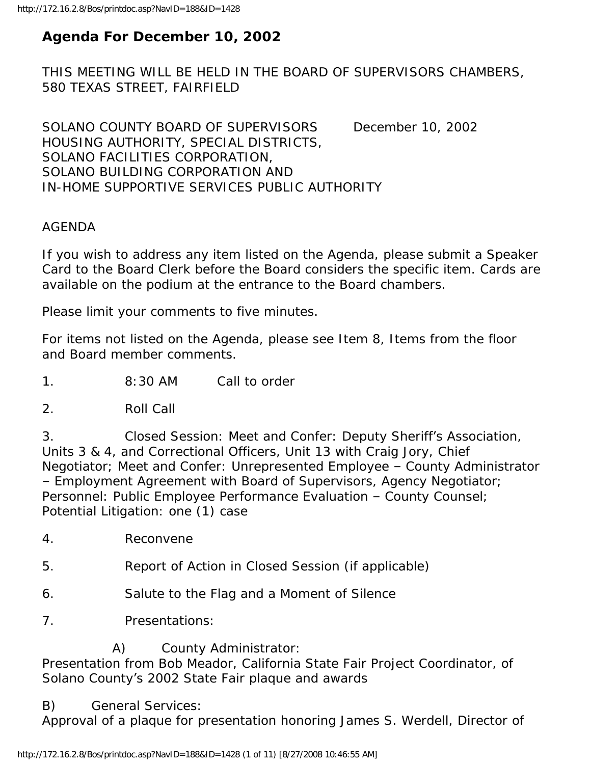# Agenda For December 10, 2002

THIS MEETING WILL BE HELD IN THE BOARD OF SUPERVISORS CHAMBERS, 580 TEXAS STREET, FAIRFIELD

SOLANO COUNTY BOARD OF SUPERVISORS December 10, 2002
HOUSING AUTHORITY, SPECIAL DISTRICTS,
SOLANO FACILITIES CORPORATION,
SOLANO BUILDING CORPORATION AND
IN-HOME SUPPORTIVE SERVICES PUBLIC AUTHORITY

AGENDA

If you wish to address any item listed on the Agenda, please submit a Speaker Card to the Board Clerk before the Board considers the specific item. Cards are available on the podium at the entrance to the Board chambers.

Please limit your comments to five minutes.

For items not listed on the Agenda, please see Item 8, Items from the floor and Board member comments.

1. 8:30 AM Call to order

2. Roll Call

3. Closed Session: Meet and Confer: Deputy Sheriff's Association, Units 3 & 4, and Correctional Officers, Unit 13 with Craig Jory, Chief Negotiator; Meet and Confer: Unrepresented Employee – County Administrator – Employment Agreement with Board of Supervisors, Agency Negotiator; Personnel: Public Employee Performance Evaluation – County Counsel; Potential Litigation: one (1) case

4. Reconvene

5. Report of Action in Closed Session (if applicable)

6. Salute to the Flag and a Moment of Silence

7. Presentations:

A) County Administrator:
Presentation from Bob Meador, California State Fair Project Coordinator, of Solano County's 2002 State Fair plaque and awards

B) General Services:
Approval of a plaque for presentation honoring James S. Werdell, Director of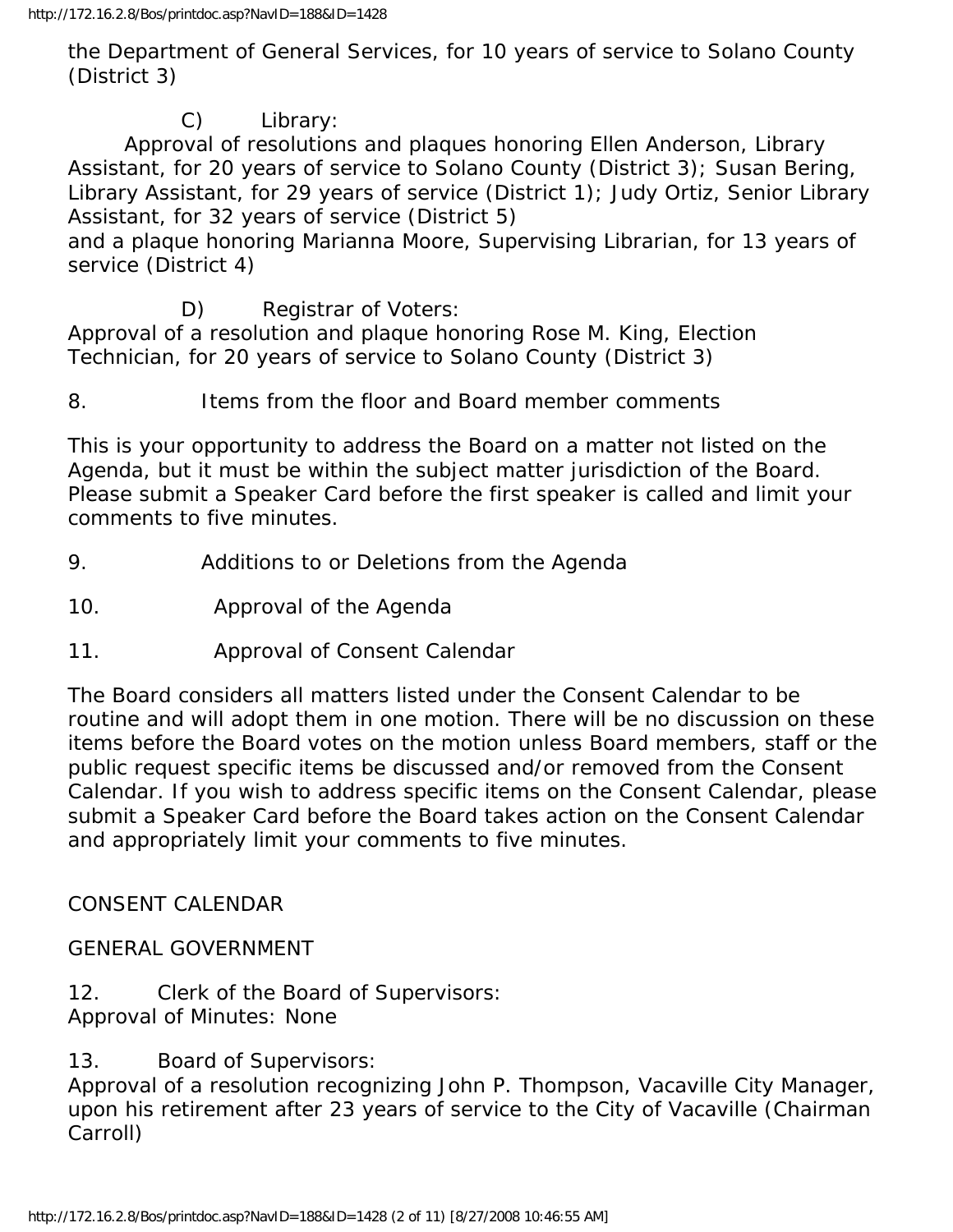the Department of General Services, for 10 years of service to Solano County (District 3)

C) Library:

Approval of resolutions and plaques honoring Ellen Anderson, Library Assistant, for 20 years of service to Solano County (District 3); Susan Bering, Library Assistant, for 29 years of service (District 1); Judy Ortiz, Senior Library Assistant, for 32 years of service (District 5)
and a plaque honoring Marianna Moore, Supervising Librarian, for 13 years of service (District 4)

D) Registrar of Voters:

Approval of a resolution and plaque honoring Rose M. King, Election Technician, for 20 years of service to Solano County (District 3)

8. Items from the floor and Board member comments

This is your opportunity to address the Board on a matter not listed on the Agenda, but it must be within the subject matter jurisdiction of the Board. Please submit a Speaker Card before the first speaker is called and limit your comments to five minutes.

9. Additions to or Deletions from the Agenda

10. Approval of the Agenda

11. Approval of Consent Calendar

The Board considers all matters listed under the Consent Calendar to be routine and will adopt them in one motion. There will be no discussion on these items before the Board votes on the motion unless Board members, staff or the public request specific items be discussed and/or removed from the Consent Calendar. If you wish to address specific items on the Consent Calendar, please submit a Speaker Card before the Board takes action on the Consent Calendar and appropriately limit your comments to five minutes.

CONSENT CALENDAR

GENERAL GOVERNMENT

12. Clerk of the Board of Supervisors:
Approval of Minutes: None

13. Board of Supervisors:
Approval of a resolution recognizing John P. Thompson, Vacaville City Manager, upon his retirement after 23 years of service to the City of Vacaville (Chairman Carroll)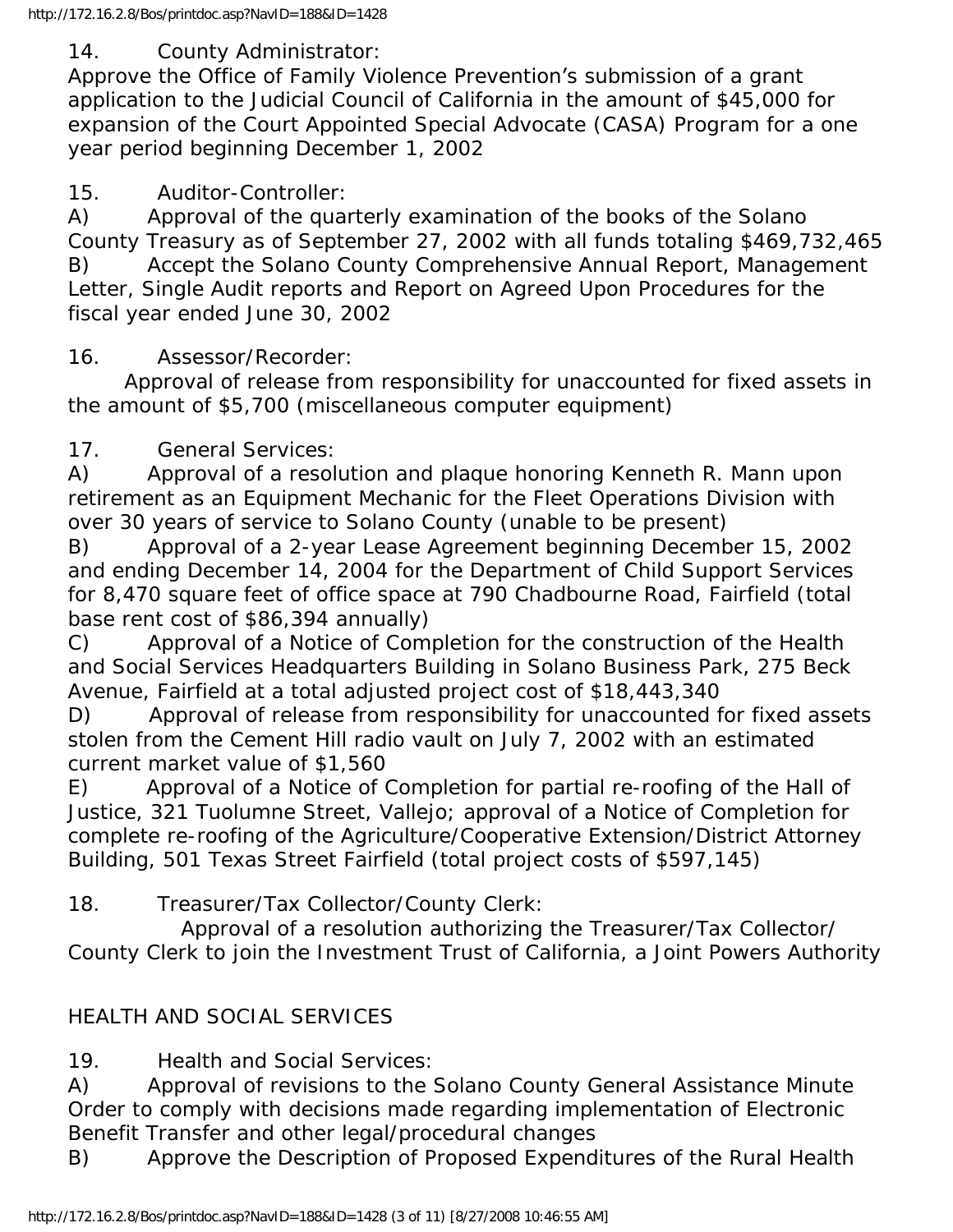14. County Administrator:
Approve the Office of Family Violence Prevention's submission of a grant application to the Judicial Council of California in the amount of $45,000 for expansion of the Court Appointed Special Advocate (CASA) Program for a one year period beginning December 1, 2002

15. Auditor-Controller:
A) Approval of the quarterly examination of the books of the Solano County Treasury as of September 27, 2002 with all funds totaling $469,732,465
B) Accept the Solano County Comprehensive Annual Report, Management Letter, Single Audit reports and Report on Agreed Upon Procedures for the fiscal year ended June 30, 2002

16. Assessor/Recorder:
Approval of release from responsibility for unaccounted for fixed assets in the amount of $5,700 (miscellaneous computer equipment)

17. General Services:
A) Approval of a resolution and plaque honoring Kenneth R. Mann upon retirement as an Equipment Mechanic for the Fleet Operations Division with over 30 years of service to Solano County (unable to be present)
B) Approval of a 2-year Lease Agreement beginning December 15, 2002 and ending December 14, 2004 for the Department of Child Support Services for 8,470 square feet of office space at 790 Chadbourne Road, Fairfield (total base rent cost of $86,394 annually)
C) Approval of a Notice of Completion for the construction of the Health and Social Services Headquarters Building in Solano Business Park, 275 Beck Avenue, Fairfield at a total adjusted project cost of $18,443,340
D) Approval of release from responsibility for unaccounted for fixed assets stolen from the Cement Hill radio vault on July 7, 2002 with an estimated current market value of $1,560
E) Approval of a Notice of Completion for partial re-roofing of the Hall of Justice, 321 Tuolumne Street, Vallejo; approval of a Notice of Completion for complete re-roofing of the Agriculture/Cooperative Extension/District Attorney Building, 501 Texas Street Fairfield (total project costs of $597,145)

18. Treasurer/Tax Collector/County Clerk:
Approval of a resolution authorizing the Treasurer/Tax Collector/ County Clerk to join the Investment Trust of California, a Joint Powers Authority

HEALTH AND SOCIAL SERVICES

19. Health and Social Services:
A) Approval of revisions to the Solano County General Assistance Minute Order to comply with decisions made regarding implementation of Electronic Benefit Transfer and other legal/procedural changes
B) Approve the Description of Proposed Expenditures of the Rural Health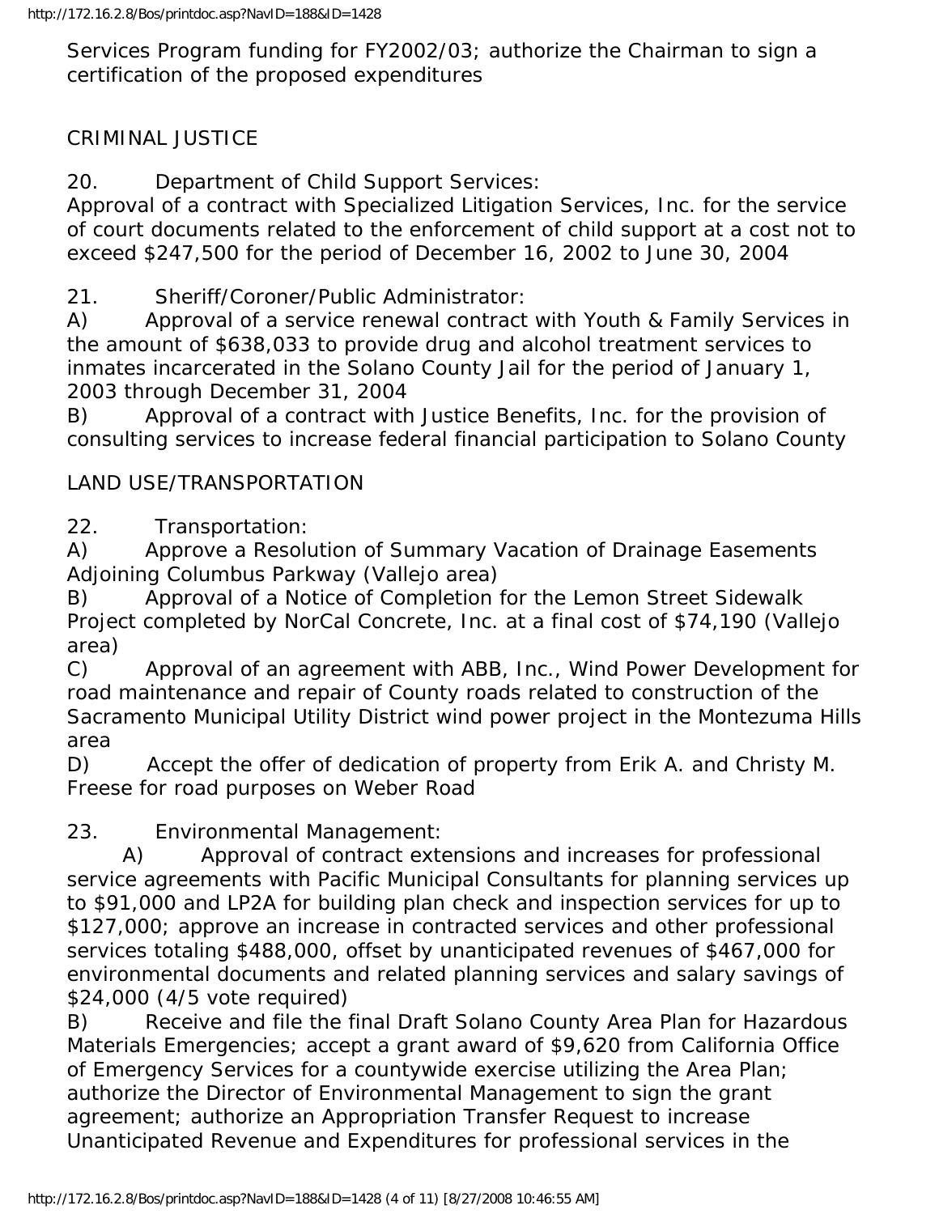Services Program funding for FY2002/03; authorize the Chairman to sign a certification of the proposed expenditures

CRIMINAL JUSTICE

20. Department of Child Support Services:
Approval of a contract with Specialized Litigation Services, Inc. for the service of court documents related to the enforcement of child support at a cost not to exceed $247,500 for the period of December 16, 2002 to June 30, 2004

21. Sheriff/Coroner/Public Administrator:
A) Approval of a service renewal contract with Youth & Family Services in the amount of $638,033 to provide drug and alcohol treatment services to inmates incarcerated in the Solano County Jail for the period of January 1, 2003 through December 31, 2004
B) Approval of a contract with Justice Benefits, Inc. for the provision of consulting services to increase federal financial participation to Solano County

LAND USE/TRANSPORTATION

22. Transportation:
A) Approve a Resolution of Summary Vacation of Drainage Easements Adjoining Columbus Parkway (Vallejo area)
B) Approval of a Notice of Completion for the Lemon Street Sidewalk Project completed by NorCal Concrete, Inc. at a final cost of $74,190 (Vallejo area)
C) Approval of an agreement with ABB, Inc., Wind Power Development for road maintenance and repair of County roads related to construction of the Sacramento Municipal Utility District wind power project in the Montezuma Hills area
D) Accept the offer of dedication of property from Erik A. and Christy M. Freese for road purposes on Weber Road

23. Environmental Management:
A) Approval of contract extensions and increases for professional service agreements with Pacific Municipal Consultants for planning services up to $91,000 and LP2A for building plan check and inspection services for up to $127,000; approve an increase in contracted services and other professional services totaling $488,000, offset by unanticipated revenues of $467,000 for environmental documents and related planning services and salary savings of $24,000 (4/5 vote required)
B) Receive and file the final Draft Solano County Area Plan for Hazardous Materials Emergencies; accept a grant award of $9,620 from California Office of Emergency Services for a countywide exercise utilizing the Area Plan; authorize the Director of Environmental Management to sign the grant agreement; authorize an Appropriation Transfer Request to increase Unanticipated Revenue and Expenditures for professional services in the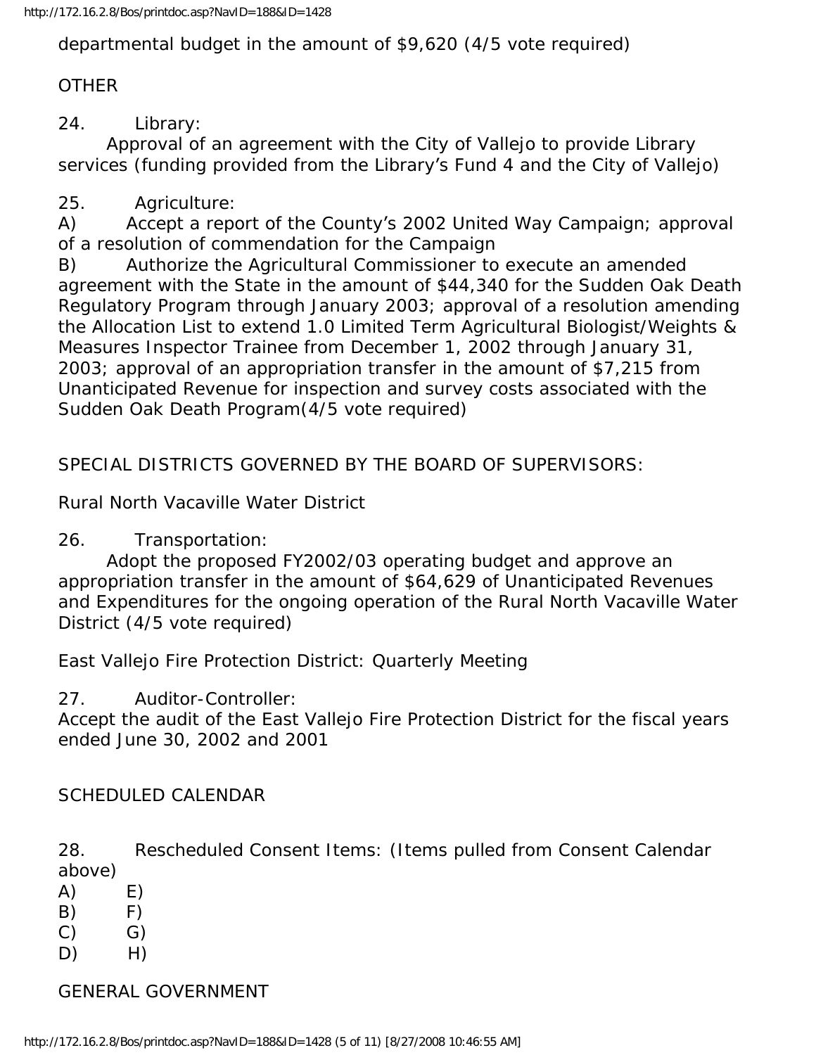departmental budget in the amount of $9,620 (4/5 vote required)

OTHER

24. Library:
Approval of an agreement with the City of Vallejo to provide Library services (funding provided from the Library's Fund 4 and the City of Vallejo)

25. Agriculture:
A) Accept a report of the County's 2002 United Way Campaign; approval of a resolution of commendation for the Campaign
B) Authorize the Agricultural Commissioner to execute an amended agreement with the State in the amount of $44,340 for the Sudden Oak Death Regulatory Program through January 2003; approval of a resolution amending the Allocation List to extend 1.0 Limited Term Agricultural Biologist/Weights & Measures Inspector Trainee from December 1, 2002 through January 31, 2003; approval of an appropriation transfer in the amount of $7,215 from Unanticipated Revenue for inspection and survey costs associated with the Sudden Oak Death Program(4/5 vote required)

SPECIAL DISTRICTS GOVERNED BY THE BOARD OF SUPERVISORS:

Rural North Vacaville Water District

26. Transportation:
Adopt the proposed FY2002/03 operating budget and approve an appropriation transfer in the amount of $64,629 of Unanticipated Revenues and Expenditures for the ongoing operation of the Rural North Vacaville Water District (4/5 vote required)

East Vallejo Fire Protection District: Quarterly Meeting

27. Auditor-Controller:
Accept the audit of the East Vallejo Fire Protection District for the fiscal years ended June 30, 2002 and 2001

SCHEDULED CALENDAR

28. Rescheduled Consent Items: (Items pulled from Consent Calendar above)
A) E)
B) F)
C) G)
D) H)

GENERAL GOVERNMENT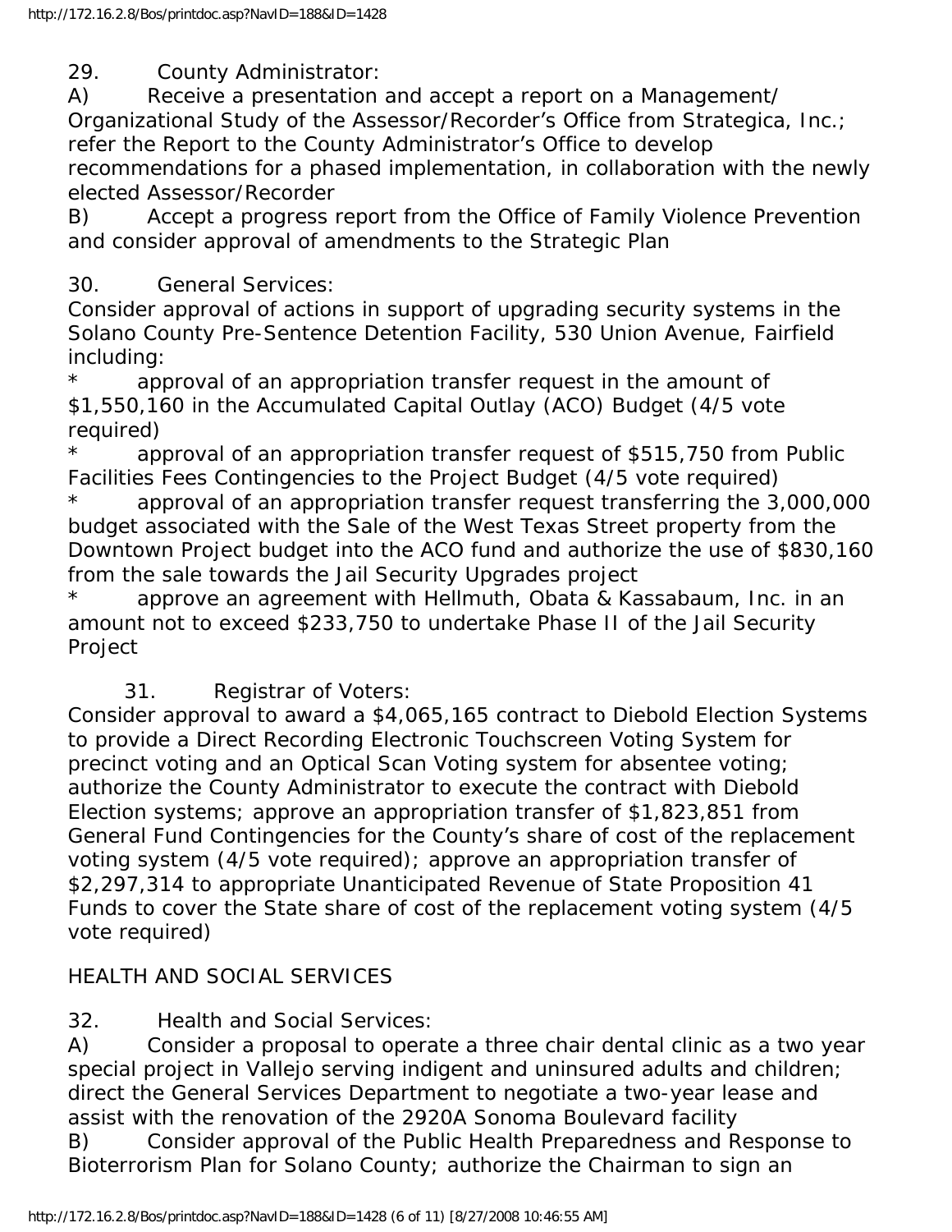29. County Administrator:

A) Receive a presentation and accept a report on a Management/ Organizational Study of the Assessor/Recorder's Office from Strategica, Inc.; refer the Report to the County Administrator's Office to develop recommendations for a phased implementation, in collaboration with the newly elected Assessor/Recorder

B) Accept a progress report from the Office of Family Violence Prevention and consider approval of amendments to the Strategic Plan

30. General Services:

Consider approval of actions in support of upgrading security systems in the Solano County Pre-Sentence Detention Facility, 530 Union Avenue, Fairfield including:

* approval of an appropriation transfer request in the amount of $1,550,160 in the Accumulated Capital Outlay (ACO) Budget (4/5 vote required)
* approval of an appropriation transfer request of $515,750 from Public Facilities Fees Contingencies to the Project Budget (4/5 vote required)
* approval of an appropriation transfer request transferring the 3,000,000 budget associated with the Sale of the West Texas Street property from the Downtown Project budget into the ACO fund and authorize the use of $830,160 from the sale towards the Jail Security Upgrades project
* approve an agreement with Hellmuth, Obata & Kassabaum, Inc. in an amount not to exceed $233,750 to undertake Phase II of the Jail Security Project

31. Registrar of Voters:

Consider approval to award a $4,065,165 contract to Diebold Election Systems to provide a Direct Recording Electronic Touchscreen Voting System for precinct voting and an Optical Scan Voting system for absentee voting; authorize the County Administrator to execute the contract with Diebold Election systems; approve an appropriation transfer of $1,823,851 from General Fund Contingencies for the County's share of cost of the replacement voting system (4/5 vote required); approve an appropriation transfer of $2,297,314 to appropriate Unanticipated Revenue of State Proposition 41 Funds to cover the State share of cost of the replacement voting system (4/5 vote required)

HEALTH AND SOCIAL SERVICES

32. Health and Social Services:

A) Consider a proposal to operate a three chair dental clinic as a two year special project in Vallejo serving indigent and uninsured adults and children; direct the General Services Department to negotiate a two-year lease and assist with the renovation of the 2920A Sonoma Boulevard facility

B) Consider approval of the Public Health Preparedness and Response to Bioterrorism Plan for Solano County; authorize the Chairman to sign an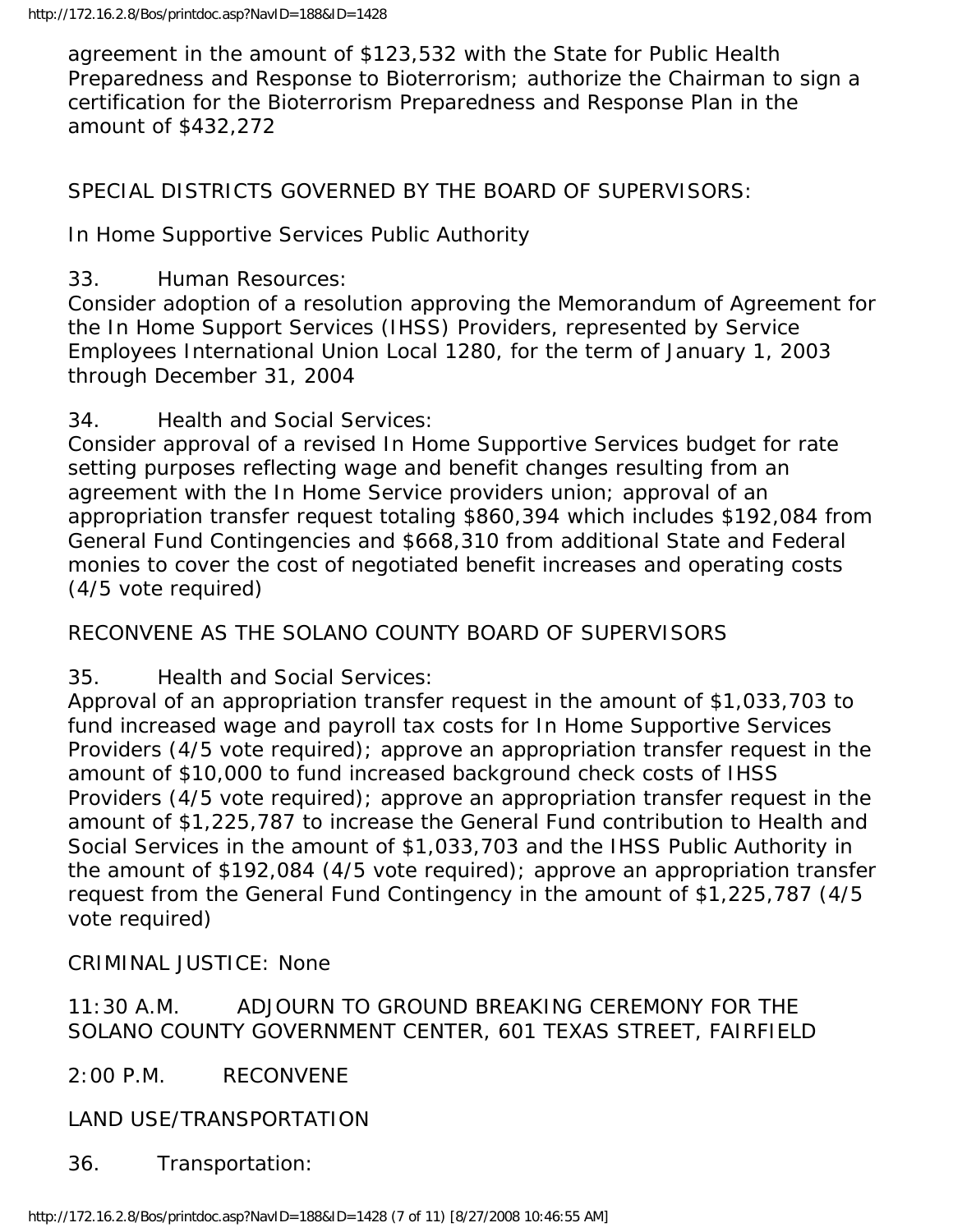agreement in the amount of $123,532 with the State for Public Health Preparedness and Response to Bioterrorism; authorize the Chairman to sign a certification for the Bioterrorism Preparedness and Response Plan in the amount of $432,272

SPECIAL DISTRICTS GOVERNED BY THE BOARD OF SUPERVISORS:

In Home Supportive Services Public Authority

33. Human Resources:
Consider adoption of a resolution approving the Memorandum of Agreement for the In Home Support Services (IHSS) Providers, represented by Service Employees International Union Local 1280, for the term of January 1, 2003 through December 31, 2004

34. Health and Social Services:
Consider approval of a revised In Home Supportive Services budget for rate setting purposes reflecting wage and benefit changes resulting from an agreement with the In Home Service providers union; approval of an appropriation transfer request totaling $860,394 which includes $192,084 from General Fund Contingencies and $668,310 from additional State and Federal monies to cover the cost of negotiated benefit increases and operating costs (4/5 vote required)

RECONVENE AS THE SOLANO COUNTY BOARD OF SUPERVISORS

35. Health and Social Services:
Approval of an appropriation transfer request in the amount of $1,033,703 to fund increased wage and payroll tax costs for In Home Supportive Services Providers (4/5 vote required); approve an appropriation transfer request in the amount of $10,000 to fund increased background check costs of IHSS Providers (4/5 vote required); approve an appropriation transfer request in the amount of $1,225,787 to increase the General Fund contribution to Health and Social Services in the amount of $1,033,703 and the IHSS Public Authority in the amount of $192,084 (4/5 vote required); approve an appropriation transfer request from the General Fund Contingency in the amount of $1,225,787 (4/5 vote required)

CRIMINAL JUSTICE: None

11:30 A.M. ADJOURN TO GROUND BREAKING CEREMONY FOR THE SOLANO COUNTY GOVERNMENT CENTER, 601 TEXAS STREET, FAIRFIELD

2:00 P.M. RECONVENE

LAND USE/TRANSPORTATION

36. Transportation: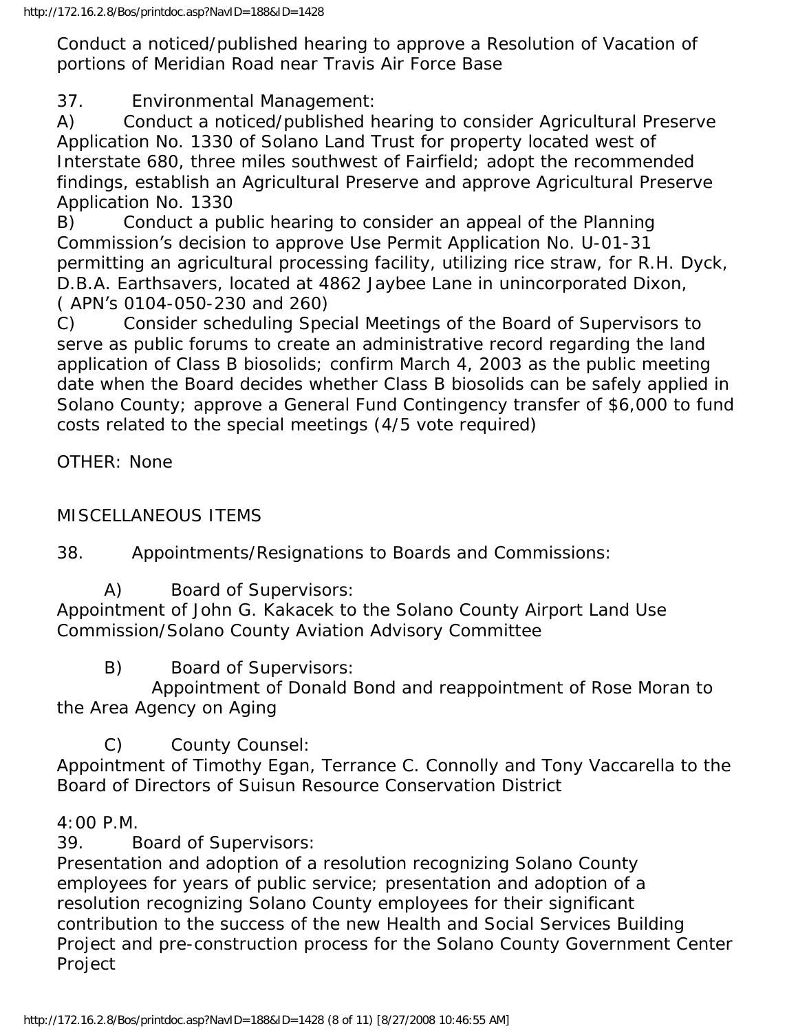Conduct a noticed/published hearing to approve a Resolution of Vacation of portions of Meridian Road near Travis Air Force Base

37. Environmental Management:

A) Conduct a noticed/published hearing to consider Agricultural Preserve Application No. 1330 of Solano Land Trust for property located west of Interstate 680, three miles southwest of Fairfield; adopt the recommended findings, establish an Agricultural Preserve and approve Agricultural Preserve Application No. 1330

B) Conduct a public hearing to consider an appeal of the Planning Commission's decision to approve Use Permit Application No. U-01-31 permitting an agricultural processing facility, utilizing rice straw, for R.H. Dyck, D.B.A. Earthsavers, located at 4862 Jaybee Lane in unincorporated Dixon, ( APN's 0104-050-230 and 260)

C) Consider scheduling Special Meetings of the Board of Supervisors to serve as public forums to create an administrative record regarding the land application of Class B biosolids; confirm March 4, 2003 as the public meeting date when the Board decides whether Class B biosolids can be safely applied in Solano County; approve a General Fund Contingency transfer of $6,000 to fund costs related to the special meetings (4/5 vote required)

OTHER: None

MISCELLANEOUS ITEMS

38. Appointments/Resignations to Boards and Commissions:

A) Board of Supervisors:
Appointment of John G. Kakacek to the Solano County Airport Land Use Commission/Solano County Aviation Advisory Committee

B) Board of Supervisors:
Appointment of Donald Bond and reappointment of Rose Moran to the Area Agency on Aging

C) County Counsel:
Appointment of Timothy Egan, Terrance C. Connolly and Tony Vaccarella to the Board of Directors of Suisun Resource Conservation District

4:00 P.M.

39. Board of Supervisors:
Presentation and adoption of a resolution recognizing Solano County employees for years of public service; presentation and adoption of a resolution recognizing Solano County employees for their significant contribution to the success of the new Health and Social Services Building Project and pre-construction process for the Solano County Government Center Project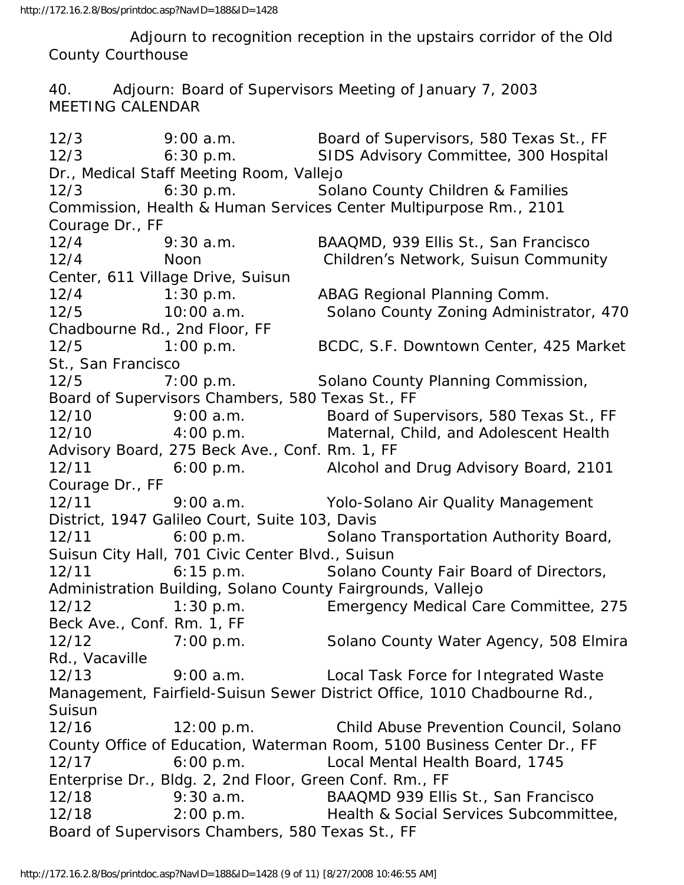Adjourn to recognition reception in the upstairs corridor of the Old County Courthouse

40. Adjourn: Board of Supervisors Meeting of January 7, 2003

MEETING CALENDAR

| | | |
|---|---|---|
| 12/3 | 9:00 a.m. | Board of Supervisors, 580 Texas St., FF |
| 12/3 | 6:30 p.m. | SIDS Advisory Committee, 300 Hospital Dr., Medical Staff Meeting Room, Vallejo |
| 12/3 | 6:30 p.m. | Solano County Children & Families Commission, Health & Human Services Center Multipurpose Rm., 2101 Courage Dr., FF |
| 12/4 | 9:30 a.m. | BAAQMD, 939 Ellis St., San Francisco |
| 12/4 | Noon | Children's Network, Suisun Community Center, 611 Village Drive, Suisun |
| 12/4 | 1:30 p.m. | ABAG Regional Planning Comm. |
| 12/5 | 10:00 a.m. | Solano County Zoning Administrator, 470 Chadbourne Rd., 2nd Floor, FF |
| 12/5 | 1:00 p.m. | BCDC, S.F. Downtown Center, 425 Market St., San Francisco |
| 12/5 | 7:00 p.m. | Solano County Planning Commission, Board of Supervisors Chambers, 580 Texas St., FF |
| 12/10 | 9:00 a.m. | Board of Supervisors, 580 Texas St., FF |
| 12/10 | 4:00 p.m. | Maternal, Child, and Adolescent Health Advisory Board, 275 Beck Ave., Conf. Rm. 1, FF |
| 12/11 | 6:00 p.m. | Alcohol and Drug Advisory Board, 2101 Courage Dr., FF |
| 12/11 | 9:00 a.m. | Yolo-Solano Air Quality Management District, 1947 Galileo Court, Suite 103, Davis |
| 12/11 | 6:00 p.m. | Solano Transportation Authority Board, Suisun City Hall, 701 Civic Center Blvd., Suisun |
| 12/11 | 6:15 p.m. | Solano County Fair Board of Directors, Administration Building, Solano County Fairgrounds, Vallejo |
| 12/12 | 1:30 p.m. | Emergency Medical Care Committee, 275 Beck Ave., Conf. Rm. 1, FF |
| 12/12 | 7:00 p.m. | Solano County Water Agency, 508 Elmira Rd., Vacaville |
| 12/13 | 9:00 a.m. | Local Task Force for Integrated Waste Management, Fairfield-Suisun Sewer District Office, 1010 Chadbourne Rd., Suisun |
| 12/16 | 12:00 p.m. | Child Abuse Prevention Council, Solano County Office of Education, Waterman Room, 5100 Business Center Dr., FF |
| 12/17 | 6:00 p.m. | Local Mental Health Board, 1745 Enterprise Dr., Bldg. 2, 2nd Floor, Green Conf. Rm., FF |
| 12/18 | 9:30 a.m. | BAAQMD 939 Ellis St., San Francisco |
| 12/18 | 2:00 p.m. | Health & Social Services Subcommittee, Board of Supervisors Chambers, 580 Texas St., FF |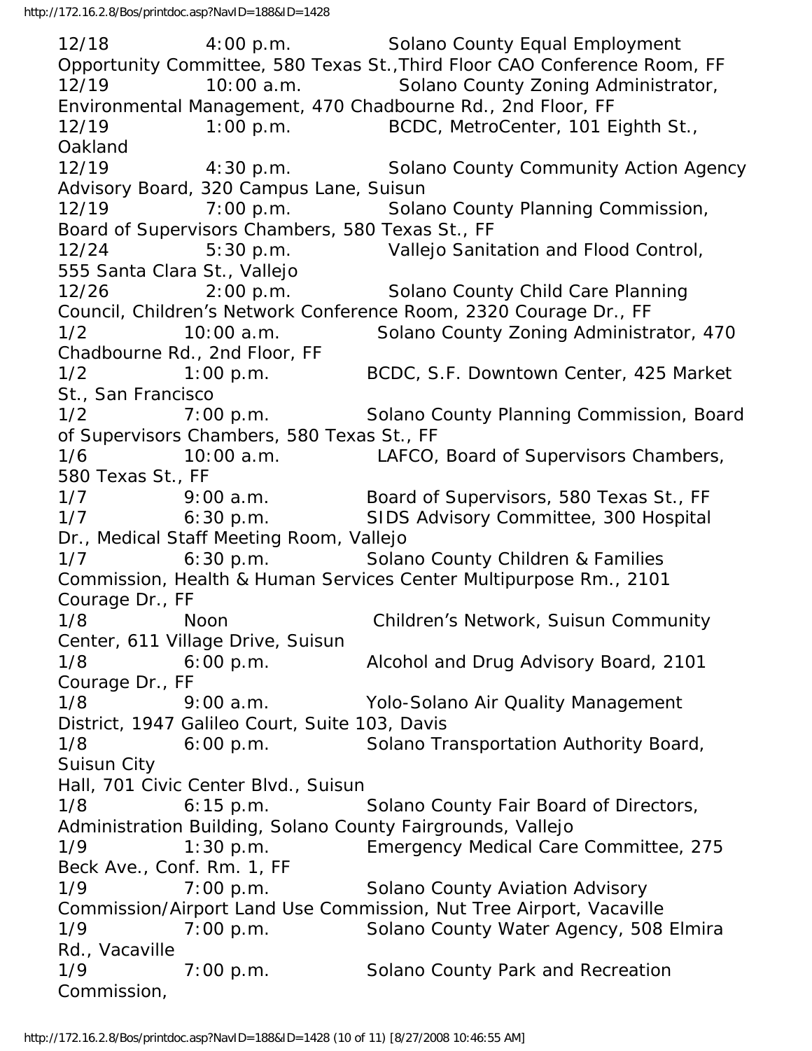12/18 4:00 p.m. Solano County Equal Employment Opportunity Committee, 580 Texas St.,Third Floor CAO Conference Room, FF
12/19 10:00 a.m. Solano County Zoning Administrator, Environmental Management, 470 Chadbourne Rd., 2nd Floor, FF
12/19 1:00 p.m. BCDC, MetroCenter, 101 Eighth St., Oakland
12/19 4:30 p.m. Solano County Community Action Agency Advisory Board, 320 Campus Lane, Suisun
12/19 7:00 p.m. Solano County Planning Commission, Board of Supervisors Chambers, 580 Texas St., FF
12/24 5:30 p.m. Vallejo Sanitation and Flood Control, 555 Santa Clara St., Vallejo
12/26 2:00 p.m. Solano County Child Care Planning Council, Children's Network Conference Room, 2320 Courage Dr., FF
1/2 10:00 a.m. Solano County Zoning Administrator, 470 Chadbourne Rd., 2nd Floor, FF
1/2 1:00 p.m. BCDC, S.F. Downtown Center, 425 Market St., San Francisco
1/2 7:00 p.m. Solano County Planning Commission, Board of Supervisors Chambers, 580 Texas St., FF
1/6 10:00 a.m. LAFCO, Board of Supervisors Chambers, 580 Texas St., FF
1/7 9:00 a.m. Board of Supervisors, 580 Texas St., FF
1/7 6:30 p.m. SIDS Advisory Committee, 300 Hospital Dr., Medical Staff Meeting Room, Vallejo
1/7 6:30 p.m. Solano County Children & Families Commission, Health & Human Services Center Multipurpose Rm., 2101 Courage Dr., FF
1/8 Noon Children's Network, Suisun Community Center, 611 Village Drive, Suisun
1/8 6:00 p.m. Alcohol and Drug Advisory Board, 2101 Courage Dr., FF
1/8 9:00 a.m. Yolo-Solano Air Quality Management District, 1947 Galileo Court, Suite 103, Davis
1/8 6:00 p.m. Solano Transportation Authority Board, Suisun City
Hall, 701 Civic Center Blvd., Suisun
1/8 6:15 p.m. Solano County Fair Board of Directors, Administration Building, Solano County Fairgrounds, Vallejo
1/9 1:30 p.m. Emergency Medical Care Committee, 275 Beck Ave., Conf. Rm. 1, FF
1/9 7:00 p.m. Solano County Aviation Advisory Commission/Airport Land Use Commission, Nut Tree Airport, Vacaville
1/9 7:00 p.m. Solano County Water Agency, 508 Elmira Rd., Vacaville
1/9 7:00 p.m. Solano County Park and Recreation Commission,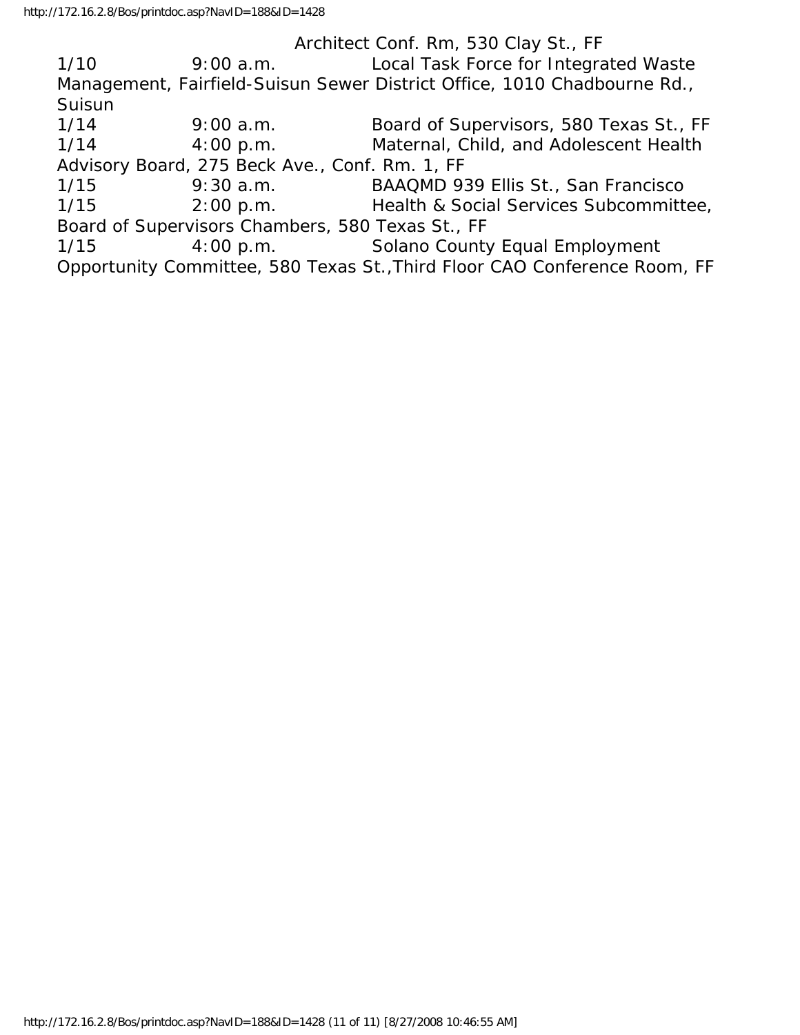Architect Conf. Rm, 530 Clay St., FF

1/10 9:00 a.m. Local Task Force for Integrated Waste Management, Fairfield-Suisun Sewer District Office, 1010 Chadbourne Rd., Suisun

1/14 9:00 a.m. Board of Supervisors, 580 Texas St., FF

1/14 4:00 p.m. Maternal, Child, and Adolescent Health Advisory Board, 275 Beck Ave., Conf. Rm. 1, FF

1/15 9:30 a.m. BAAQMD 939 Ellis St., San Francisco

1/15 2:00 p.m. Health & Social Services Subcommittee, Board of Supervisors Chambers, 580 Texas St., FF

1/15 4:00 p.m. Solano County Equal Employment Opportunity Committee, 580 Texas St.,Third Floor CAO Conference Room, FF